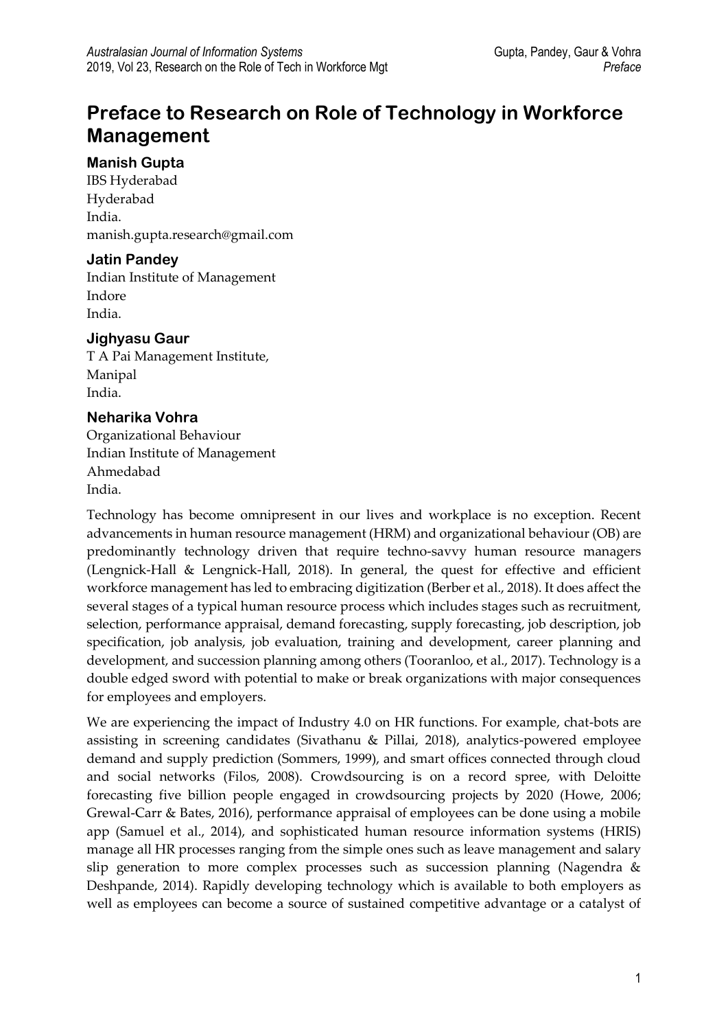# Preface to Research on Role of Technology in Workforce Management

### Manish Gupta

IBS Hyderabad
Hyderabad
India.
manish.gupta.research@gmail.com

### Jatin Pandey

Indian Institute of Management
Indore
India.

### Jighyasu Gaur

T A Pai Management Institute,
Manipal
India.

### Neharika Vohra

Organizational Behaviour
Indian Institute of Management
Ahmedabad
India.

Technology has become omnipresent in our lives and workplace is no exception. Recent advancements in human resource management (HRM) and organizational behaviour (OB) are predominantly technology driven that require techno-savvy human resource managers (Lengnick-Hall & Lengnick-Hall, 2018). In general, the quest for effective and efficient workforce management has led to embracing digitization (Berber et al., 2018). It does affect the several stages of a typical human resource process which includes stages such as recruitment, selection, performance appraisal, demand forecasting, supply forecasting, job description, job specification, job analysis, job evaluation, training and development, career planning and development, and succession planning among others (Tooranloo, et al., 2017). Technology is a double edged sword with potential to make or break organizations with major consequences for employees and employers.

We are experiencing the impact of Industry 4.0 on HR functions. For example, chat-bots are assisting in screening candidates (Sivathanu & Pillai, 2018), analytics-powered employee demand and supply prediction (Sommers, 1999), and smart offices connected through cloud and social networks (Filos, 2008). Crowdsourcing is on a record spree, with Deloitte forecasting five billion people engaged in crowdsourcing projects by 2020 (Howe, 2006; Grewal-Carr & Bates, 2016), performance appraisal of employees can be done using a mobile app (Samuel et al., 2014), and sophisticated human resource information systems (HRIS) manage all HR processes ranging from the simple ones such as leave management and salary slip generation to more complex processes such as succession planning (Nagendra & Deshpande, 2014). Rapidly developing technology which is available to both employers as well as employees can become a source of sustained competitive advantage or a catalyst of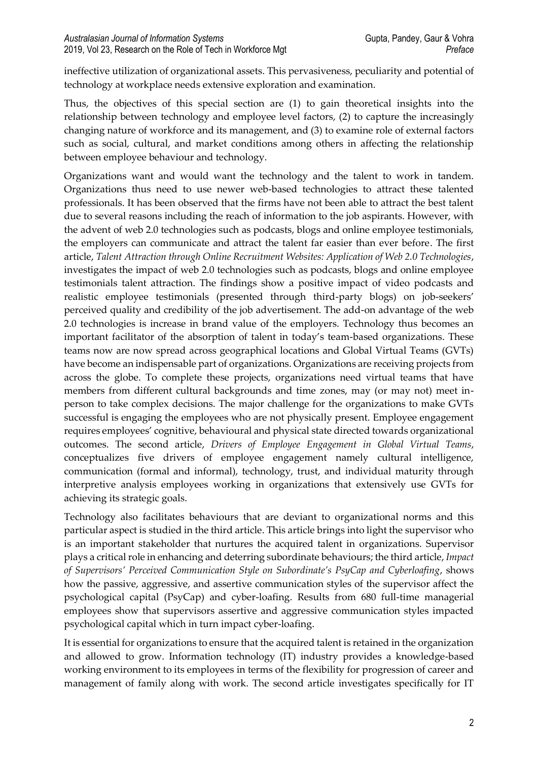ineffective utilization of organizational assets. This pervasiveness, peculiarity and potential of technology at workplace needs extensive exploration and examination.

Thus, the objectives of this special section are (1) to gain theoretical insights into the relationship between technology and employee level factors, (2) to capture the increasingly changing nature of workforce and its management, and (3) to examine role of external factors such as social, cultural, and market conditions among others in affecting the relationship between employee behaviour and technology.

Organizations want and would want the technology and the talent to work in tandem. Organizations thus need to use newer web-based technologies to attract these talented professionals. It has been observed that the firms have not been able to attract the best talent due to several reasons including the reach of information to the job aspirants. However, with the advent of web 2.0 technologies such as podcasts, blogs and online employee testimonials, the employers can communicate and attract the talent far easier than ever before. The first article, *Talent Attraction through Online Recruitment Websites: Application of Web 2.0 Technologies*, investigates the impact of web 2.0 technologies such as podcasts, blogs and online employee testimonials talent attraction. The findings show a positive impact of video podcasts and realistic employee testimonials (presented through third-party blogs) on job-seekers' perceived quality and credibility of the job advertisement. The add-on advantage of the web 2.0 technologies is increase in brand value of the employers. Technology thus becomes an important facilitator of the absorption of talent in today's team-based organizations. These teams now are now spread across geographical locations and Global Virtual Teams (GVTs) have become an indispensable part of organizations. Organizations are receiving projects from across the globe. To complete these projects, organizations need virtual teams that have members from different cultural backgrounds and time zones, may (or may not) meet in-person to take complex decisions. The major challenge for the organizations to make GVTs successful is engaging the employees who are not physically present. Employee engagement requires employees' cognitive, behavioural and physical state directed towards organizational outcomes. The second article, *Drivers of Employee Engagement in Global Virtual Teams*, conceptualizes five drivers of employee engagement namely cultural intelligence, communication (formal and informal), technology, trust, and individual maturity through interpretive analysis employees working in organizations that extensively use GVTs for achieving its strategic goals.

Technology also facilitates behaviours that are deviant to organizational norms and this particular aspect is studied in the third article. This article brings into light the supervisor who is an important stakeholder that nurtures the acquired talent in organizations. Supervisor plays a critical role in enhancing and deterring subordinate behaviours; the third article, *Impact of Supervisors' Perceived Communication Style on Subordinate's PsyCap and Cyberloafing*, shows how the passive, aggressive, and assertive communication styles of the supervisor affect the psychological capital (PsyCap) and cyber-loafing. Results from 680 full-time managerial employees show that supervisors assertive and aggressive communication styles impacted psychological capital which in turn impact cyber-loafing.

It is essential for organizations to ensure that the acquired talent is retained in the organization and allowed to grow. Information technology (IT) industry provides a knowledge-based working environment to its employees in terms of the flexibility for progression of career and management of family along with work. The second article investigates specifically for IT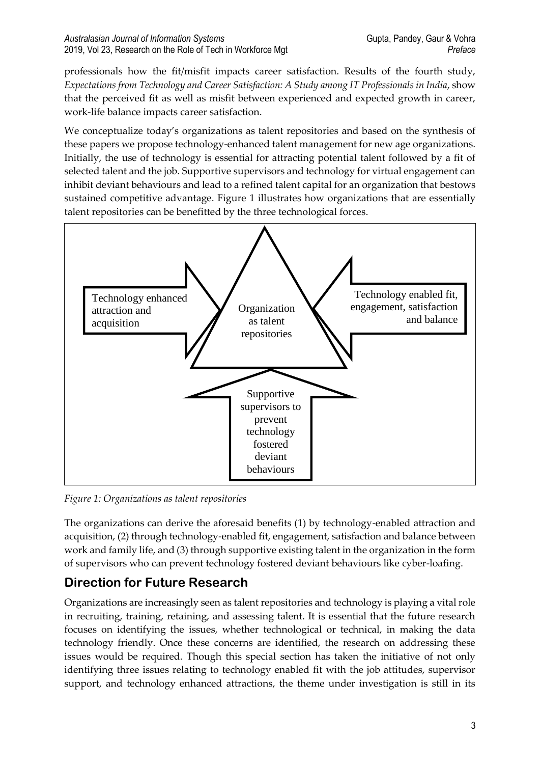professionals how the fit/misfit impacts career satisfaction. Results of the fourth study, *Expectations from Technology and Career Satisfaction: A Study among IT Professionals in India*, show that the perceived fit as well as misfit between experienced and expected growth in career, work-life balance impacts career satisfaction.

We conceptualize today's organizations as talent repositories and based on the synthesis of these papers we propose technology-enhanced talent management for new age organizations. Initially, the use of technology is essential for attracting potential talent followed by a fit of selected talent and the job. Supportive supervisors and technology for virtual engagement can inhibit deviant behaviours and lead to a refined talent capital for an organization that bestows sustained competitive advantage. Figure 1 illustrates how organizations that are essentially talent repositories can be benefitted by the three technological forces.

Technology enhanced attraction and acquisition

Organization as talent repositories

Technology enabled fit, engagement, satisfaction and balance

Supportive supervisors to prevent technology fostered deviant behaviours

*Figure 1: Organizations as talent repositories*

The organizations can derive the aforesaid benefits (1) by technology-enabled attraction and acquisition, (2) through technology-enabled fit, engagement, satisfaction and balance between work and family life, and (3) through supportive existing talent in the organization in the form of supervisors who can prevent technology fostered deviant behaviours like cyber-loafing.

## Direction for Future Research

Organizations are increasingly seen as talent repositories and technology is playing a vital role in recruiting, training, retaining, and assessing talent. It is essential that the future research focuses on identifying the issues, whether technological or technical, in making the data technology friendly. Once these concerns are identified, the research on addressing these issues would be required. Though this special section has taken the initiative of not only identifying three issues relating to technology enabled fit with the job attitudes, supervisor support, and technology enhanced attractions, the theme under investigation is still in its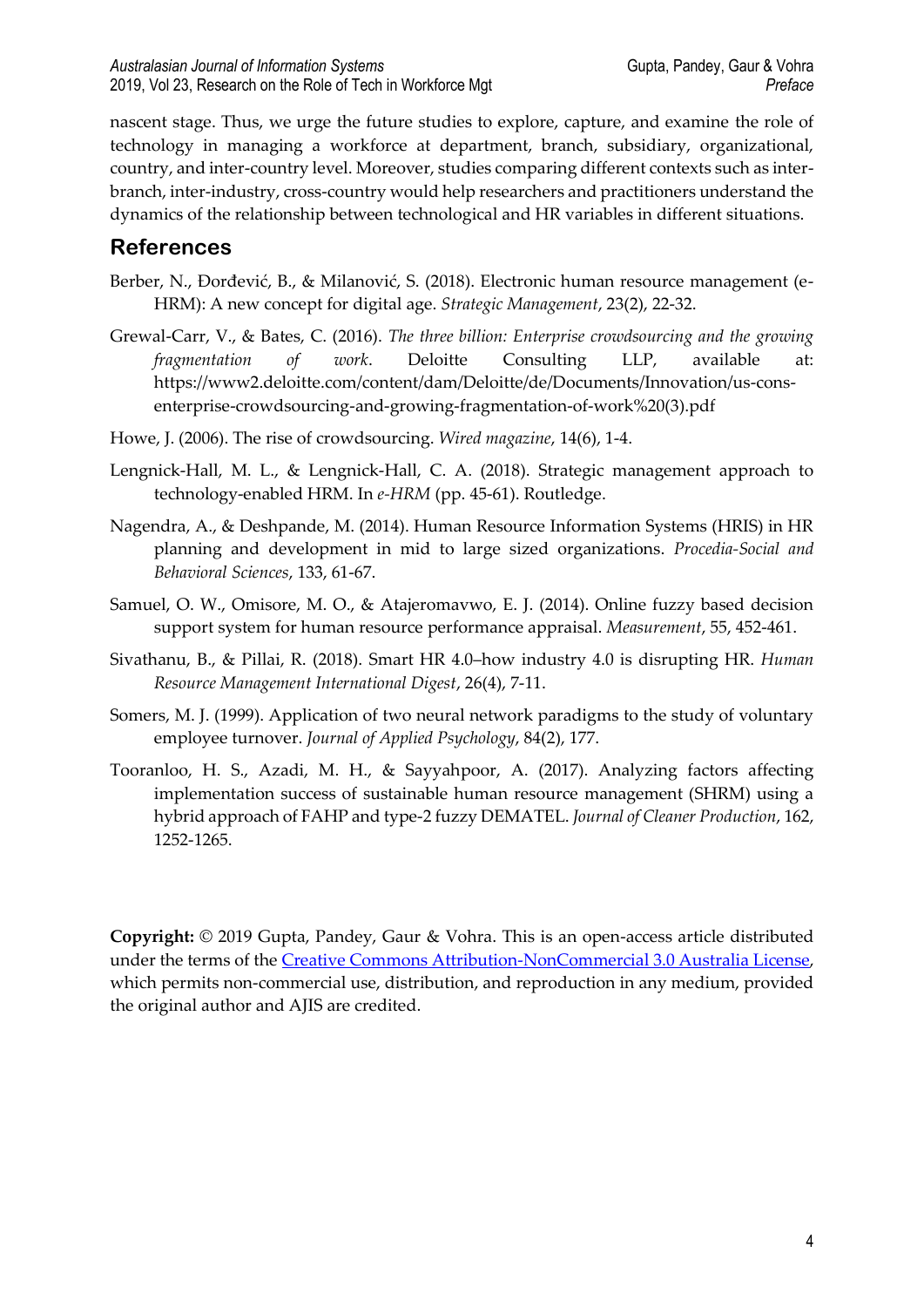nascent stage. Thus, we urge the future studies to explore, capture, and examine the role of technology in managing a workforce at department, branch, subsidiary, organizational, country, and inter-country level. Moreover, studies comparing different contexts such as inter-branch, inter-industry, cross-country would help researchers and practitioners understand the dynamics of the relationship between technological and HR variables in different situations.

## References

Berber, N., Đorđević, B., & Milanović, S. (2018). Electronic human resource management (e-HRM): A new concept for digital age. *Strategic Management*, 23(2), 22-32.

Grewal-Carr, V., & Bates, C. (2016). *The three billion: Enterprise crowdsourcing and the growing fragmentation of work*. Deloitte Consulting LLP, available at: https://www2.deloitte.com/content/dam/Deloitte/de/Documents/Innovation/us-cons-enterprise-crowdsourcing-and-growing-fragmentation-of-work%20(3).pdf

Howe, J. (2006). The rise of crowdsourcing. *Wired magazine*, 14(6), 1-4.

Lengnick-Hall, M. L., & Lengnick-Hall, C. A. (2018). Strategic management approach to technology-enabled HRM. In *e-HRM* (pp. 45-61). Routledge.

Nagendra, A., & Deshpande, M. (2014). Human Resource Information Systems (HRIS) in HR planning and development in mid to large sized organizations. *Procedia-Social and Behavioral Sciences*, 133, 61-67.

Samuel, O. W., Omisore, M. O., & Atajeromavwo, E. J. (2014). Online fuzzy based decision support system for human resource performance appraisal. *Measurement*, 55, 452-461.

Sivathanu, B., & Pillai, R. (2018). Smart HR 4.0–how industry 4.0 is disrupting HR. *Human Resource Management International Digest*, 26(4), 7-11.

Somers, M. J. (1999). Application of two neural network paradigms to the study of voluntary employee turnover. *Journal of Applied Psychology*, 84(2), 177.

Tooranloo, H. S., Azadi, M. H., & Sayyahpoor, A. (2017). Analyzing factors affecting implementation success of sustainable human resource management (SHRM) using a hybrid approach of FAHP and type-2 fuzzy DEMATEL. *Journal of Cleaner Production*, 162, 1252-1265.

**Copyright:** © 2019 Gupta, Pandey, Gaur & Vohra. This is an open-access article distributed under the terms of the Creative Commons Attribution-NonCommercial 3.0 Australia License, which permits non-commercial use, distribution, and reproduction in any medium, provided the original author and AJIS are credited.